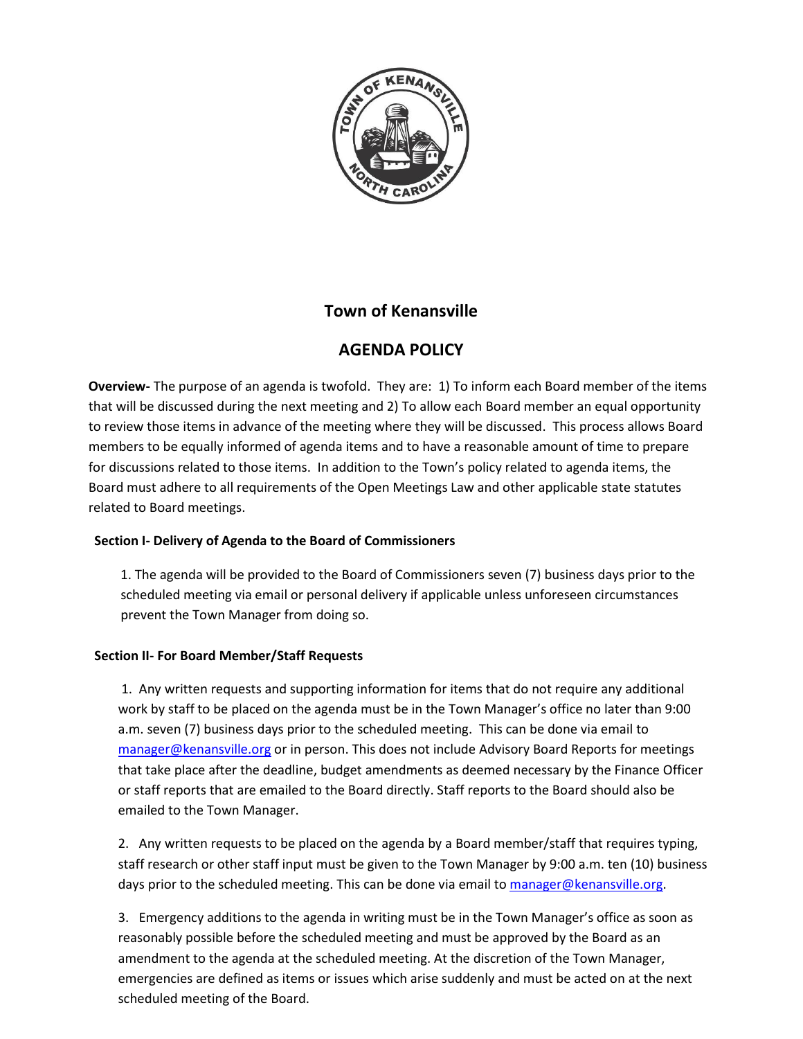# Town of Kenansville

## AGENDA POLICY

**Overview-** The purpose of an agenda is twofold. They are: 1) To inform each Board member of the items that will be discussed during the next meeting and 2) To allow each Board member an equal opportunity to review those items in advance of the meeting where they will be discussed. This process allows Board members to be equally informed of agenda items and to have a reasonable amount of time to prepare for discussions related to those items. In addition to the Town's policy related to agenda items, the Board must adhere to all requirements of the Open Meetings Law and other applicable state statutes related to Board meetings.

### Section I- Delivery of Agenda to the Board of Commissioners

1. The agenda will be provided to the Board of Commissioners seven (7) business days prior to the scheduled meeting via email or personal delivery if applicable unless unforeseen circumstances prevent the Town Manager from doing so.

### Section II- For Board Member/Staff Requests

1. Any written requests and supporting information for items that do not require any additional work by staff to be placed on the agenda must be in the Town Manager's office no later than 9:00 a.m. seven (7) business days prior to the scheduled meeting. This can be done via email to manager@kenansville.org or in person. This does not include Advisory Board Reports for meetings that take place after the deadline, budget amendments as deemed necessary by the Finance Officer or staff reports that are emailed to the Board directly. Staff reports to the Board should also be emailed to the Town Manager.

2. Any written requests to be placed on the agenda by a Board member/staff that requires typing, staff research or other staff input must be given to the Town Manager by 9:00 a.m. ten (10) business days prior to the scheduled meeting. This can be done via email to manager@kenansville.org.

3. Emergency additions to the agenda in writing must be in the Town Manager's office as soon as reasonably possible before the scheduled meeting and must be approved by the Board as an amendment to the agenda at the scheduled meeting. At the discretion of the Town Manager, emergencies are defined as items or issues which arise suddenly and must be acted on at the next scheduled meeting of the Board.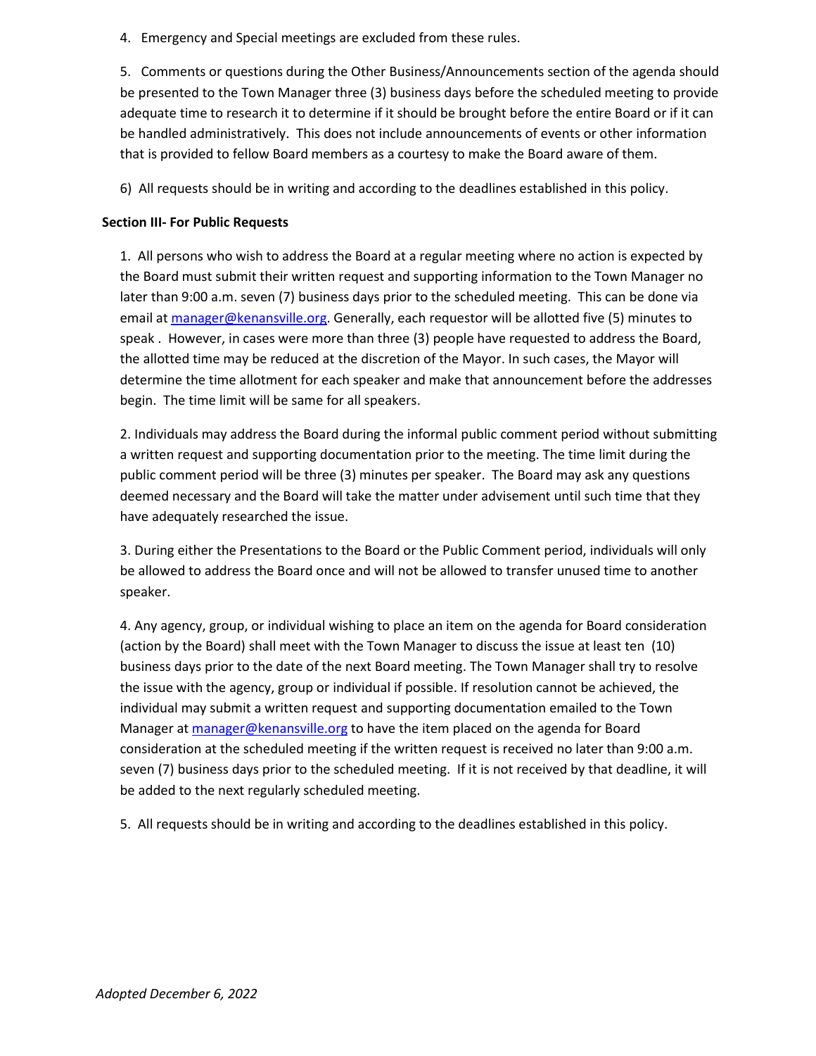4. Emergency and Special meetings are excluded from these rules.

5. Comments or questions during the Other Business/Announcements section of the agenda should be presented to the Town Manager three (3) business days before the scheduled meeting to provide adequate time to research it to determine if it should be brought before the entire Board or if it can be handled administratively. This does not include announcements of events or other information that is provided to fellow Board members as a courtesy to make the Board aware of them.

6) All requests should be in writing and according to the deadlines established in this policy.

**Section III- For Public Requests**

1. All persons who wish to address the Board at a regular meeting where no action is expected by the Board must submit their written request and supporting information to the Town Manager no later than 9:00 a.m. seven (7) business days prior to the scheduled meeting. This can be done via email at manager@kenansville.org. Generally, each requestor will be allotted five (5) minutes to speak . However, in cases were more than three (3) people have requested to address the Board, the allotted time may be reduced at the discretion of the Mayor. In such cases, the Mayor will determine the time allotment for each speaker and make that announcement before the addresses begin. The time limit will be same for all speakers.

2. Individuals may address the Board during the informal public comment period without submitting a written request and supporting documentation prior to the meeting. The time limit during the public comment period will be three (3) minutes per speaker. The Board may ask any questions deemed necessary and the Board will take the matter under advisement until such time that they have adequately researched the issue.

3. During either the Presentations to the Board or the Public Comment period, individuals will only be allowed to address the Board once and will not be allowed to transfer unused time to another speaker.

4. Any agency, group, or individual wishing to place an item on the agenda for Board consideration (action by the Board) shall meet with the Town Manager to discuss the issue at least ten (10) business days prior to the date of the next Board meeting. The Town Manager shall try to resolve the issue with the agency, group or individual if possible. If resolution cannot be achieved, the individual may submit a written request and supporting documentation emailed to the Town Manager at manager@kenansville.org to have the item placed on the agenda for Board consideration at the scheduled meeting if the written request is received no later than 9:00 a.m. seven (7) business days prior to the scheduled meeting. If it is not received by that deadline, it will be added to the next regularly scheduled meeting.

5. All requests should be in writing and according to the deadlines established in this policy.

*Adopted December 6, 2022*